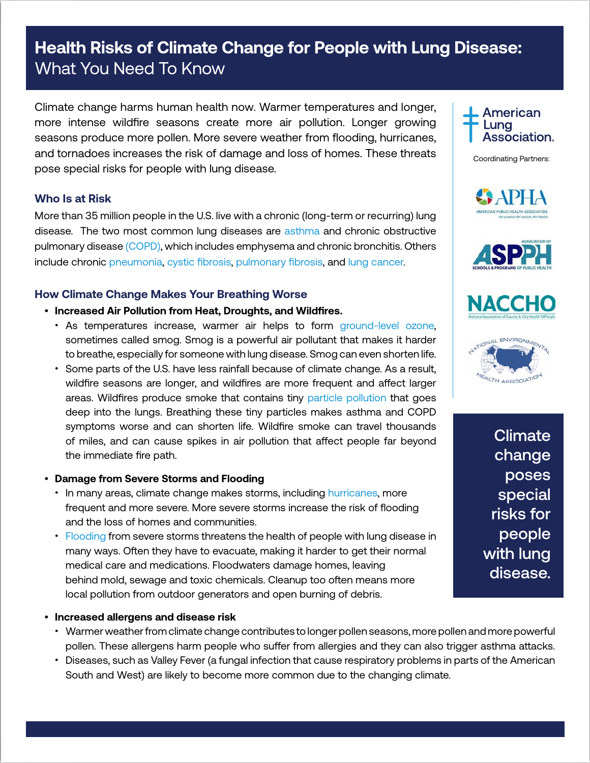# Health Risks of Climate Change for People with Lung Disease: What You Need To Know

Climate change harms human health now. Warmer temperatures and longer, more intense wildfire seasons create more air pollution. Longer growing seasons produce more pollen. More severe weather from flooding, hurricanes, and tornadoes increases the risk of damage and loss of homes. These threats pose special risks for people with lung disease.

American Lung Association.

Coordinating Partners:

APHA — American Public Health Association

ASPPH — Association of Schools & Programs of Public Health

NACCHO — National Association of County & City Health Officials

National Environmental Health Association

## Who Is at Risk

More than 35 million people in the U.S. live with a chronic (long-term or recurring) lung disease. The two most common lung diseases are asthma and chronic obstructive pulmonary disease (COPD), which includes emphysema and chronic bronchitis. Others include chronic pneumonia, cystic fibrosis, pulmonary fibrosis, and lung cancer.

## How Climate Change Makes Your Breathing Worse

- **Increased Air Pollution from Heat, Droughts, and Wildfires.**
  - As temperatures increase, warmer air helps to form ground-level ozone, sometimes called smog. Smog is a powerful air pollutant that makes it harder to breathe, especially for someone with lung disease. Smog can even shorten life.
  - Some parts of the U.S. have less rainfall because of climate change. As a result, wildfire seasons are longer, and wildfires are more frequent and affect larger areas. Wildfires produce smoke that contains tiny particle pollution that goes deep into the lungs. Breathing these tiny particles makes asthma and COPD symptoms worse and can shorten life. Wildfire smoke can travel thousands of miles, and can cause spikes in air pollution that affect people far beyond the immediate fire path.
- **Damage from Severe Storms and Flooding**
  - In many areas, climate change makes storms, including hurricanes, more frequent and more severe. More severe storms increase the risk of flooding and the loss of homes and communities.
  - Flooding from severe storms threatens the health of people with lung disease in many ways. Often they have to evacuate, making it harder to get their normal medical care and medications. Floodwaters damage homes, leaving behind mold, sewage and toxic chemicals. Cleanup too often means more local pollution from outdoor generators and open burning of debris.

**Climate change poses special risks for people with lung disease.**

- **Increased allergens and disease risk**
  - Warmer weather from climate change contributes to longer pollen seasons, more pollen and more powerful pollen. These allergens harm people who suffer from allergies and they can also trigger asthma attacks.
  - Diseases, such as Valley Fever (a fungal infection that cause respiratory problems in parts of the American South and West) are likely to become more common due to the changing climate.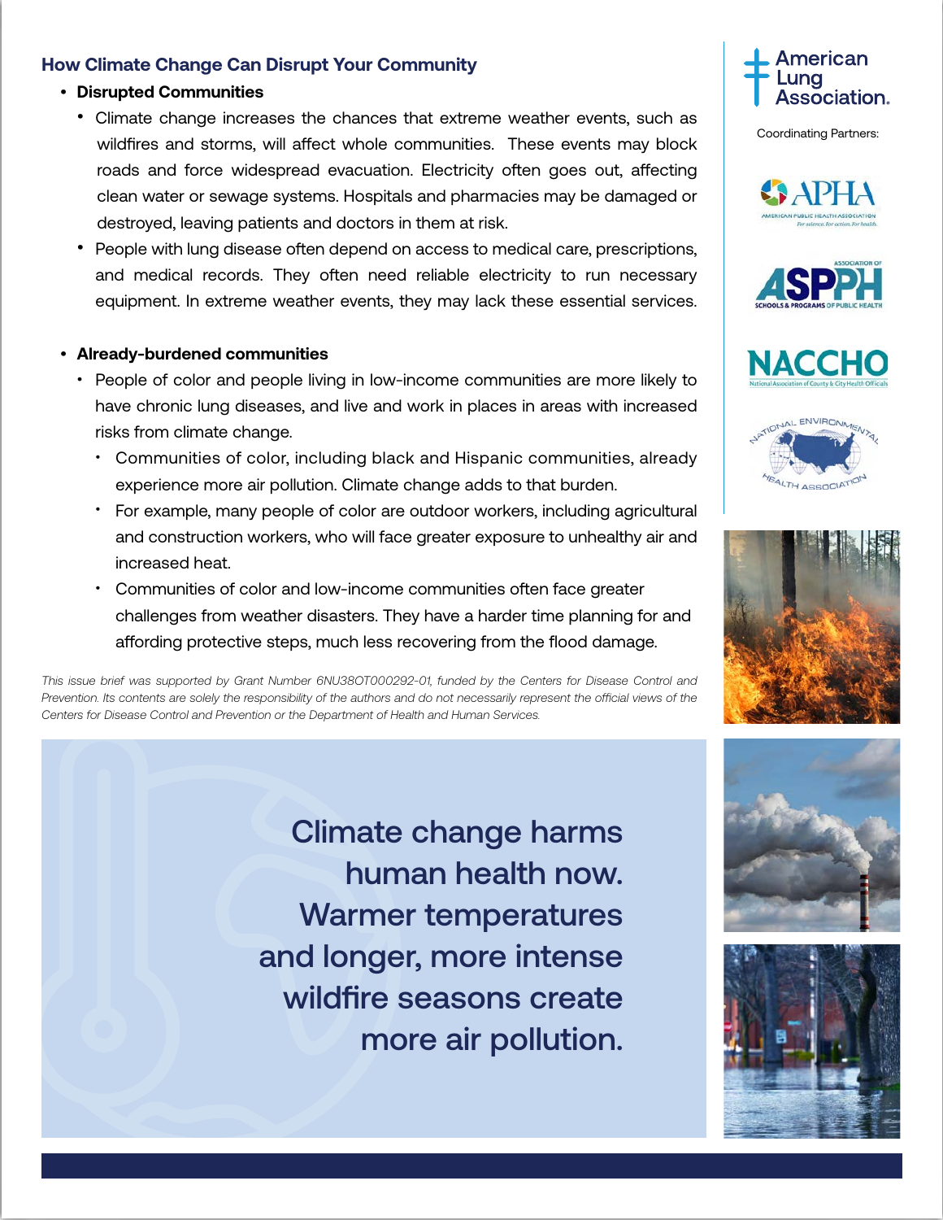## How Climate Change Can Disrupt Your Community

- **Disrupted Communities**
  - Climate change increases the chances that extreme weather events, such as wildfires and storms, will affect whole communities. These events may block roads and force widespread evacuation. Electricity often goes out, affecting clean water or sewage systems. Hospitals and pharmacies may be damaged or destroyed, leaving patients and doctors in them at risk.
  - People with lung disease often depend on access to medical care, prescriptions, and medical records. They often need reliable electricity to run necessary equipment. In extreme weather events, they may lack these essential services.

- **Already-burdened communities**
  - People of color and people living in low-income communities are more likely to have chronic lung diseases, and live and work in places in areas with increased risks from climate change.
    - Communities of color, including black and Hispanic communities, already experience more air pollution. Climate change adds to that burden.
    - For example, many people of color are outdoor workers, including agricultural and construction workers, who will face greater exposure to unhealthy air and increased heat.
    - Communities of color and low-income communities often face greater challenges from weather disasters. They have a harder time planning for and affording protective steps, much less recovering from the flood damage.

*This issue brief was supported by Grant Number 6NU38OT000292-01, funded by the Centers for Disease Control and Prevention. Its contents are solely the responsibility of the authors and do not necessarily represent the official views of the Centers for Disease Control and Prevention or the Department of Health and Human Services.*

American Lung Association.

Coordinating Partners:

APHA American Public Health Association

ASPPH Association of Schools & Programs of Public Health

NACCHO National Association of County & City Health Officials

National Environmental Health Association

**Climate change harms human health now. Warmer temperatures and longer, more intense wildfire seasons create more air pollution.**